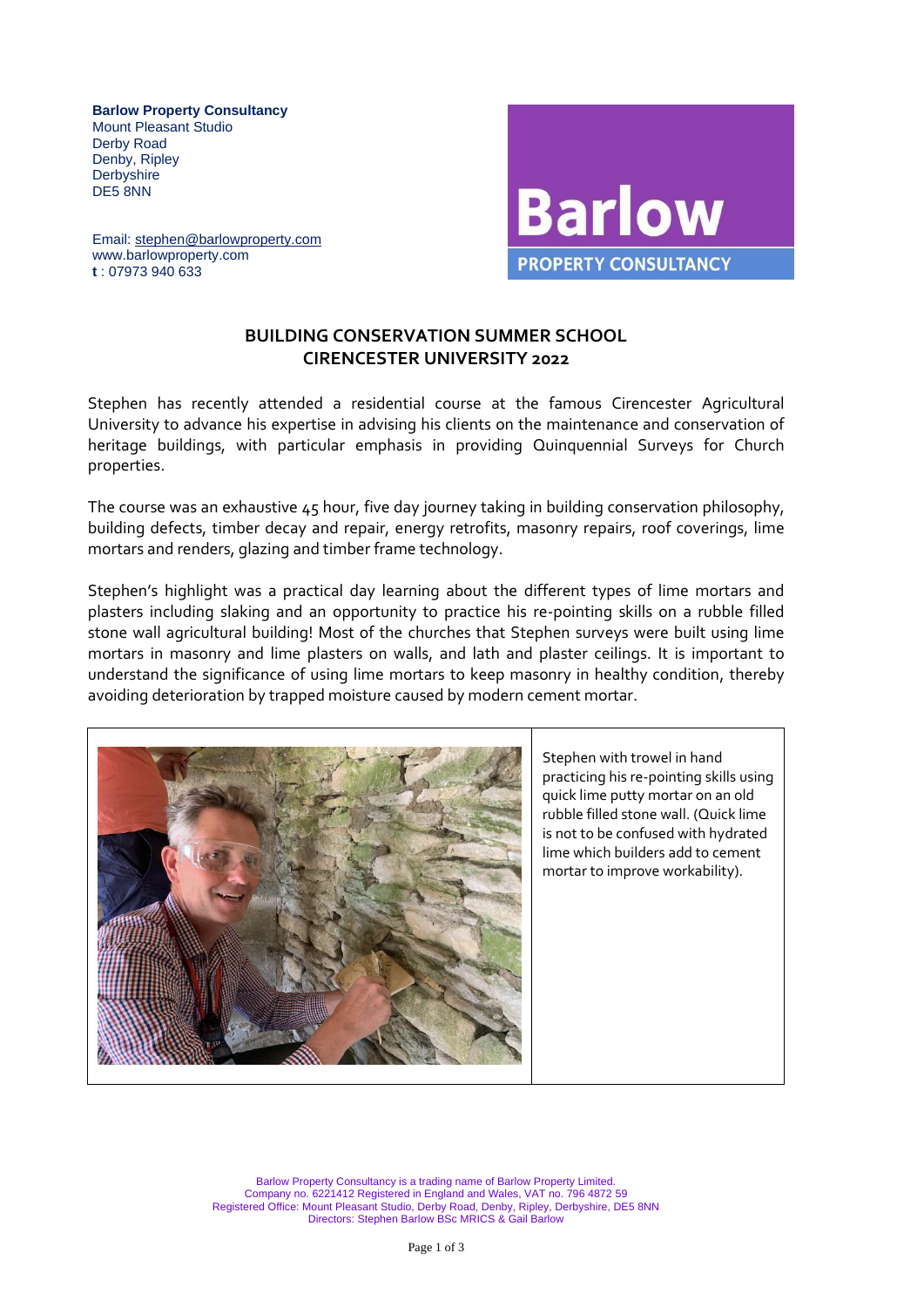**Barlow Property Consultancy**
Mount Pleasant Studio
Derby Road
Denby, Ripley
Derbyshire
DE5 8NN

Email: stephen@barlowproperty.com
www.barlowproperty.com
**t** : 07973 940 633

**Barlow**
**PROPERTY CONSULTANCY**

## BUILDING CONSERVATION SUMMER SCHOOL
## CIRENCESTER UNIVERSITY 2022

Stephen has recently attended a residential course at the famous Cirencester Agricultural University to advance his expertise in advising his clients on the maintenance and conservation of heritage buildings, with particular emphasis in providing Quinquennial Surveys for Church properties.

The course was an exhaustive 45 hour, five day journey taking in building conservation philosophy, building defects, timber decay and repair, energy retrofits, masonry repairs, roof coverings, lime mortars and renders, glazing and timber frame technology.

Stephen's highlight was a practical day learning about the different types of lime mortars and plasters including slaking and an opportunity to practice his re-pointing skills on a rubble filled stone wall agricultural building! Most of the churches that Stephen surveys were built using lime mortars in masonry and lime plasters on walls, and lath and plaster ceilings. It is important to understand the significance of using lime mortars to keep masonry in healthy condition, thereby avoiding deterioration by trapped moisture caused by modern cement mortar.

Stephen with trowel in hand practicing his re-pointing skills using quick lime putty mortar on an old rubble filled stone wall. (Quick lime is not to be confused with hydrated lime which builders add to cement mortar to improve workability).

Barlow Property Consultancy is a trading name of Barlow Property Limited.
Company no. 6221412 Registered in England and Wales, VAT no. 796 4872 59
Registered Office: Mount Pleasant Studio, Derby Road, Denby, Ripley, Derbyshire, DE5 8NN
Directors: Stephen Barlow BSc MRICS & Gail Barlow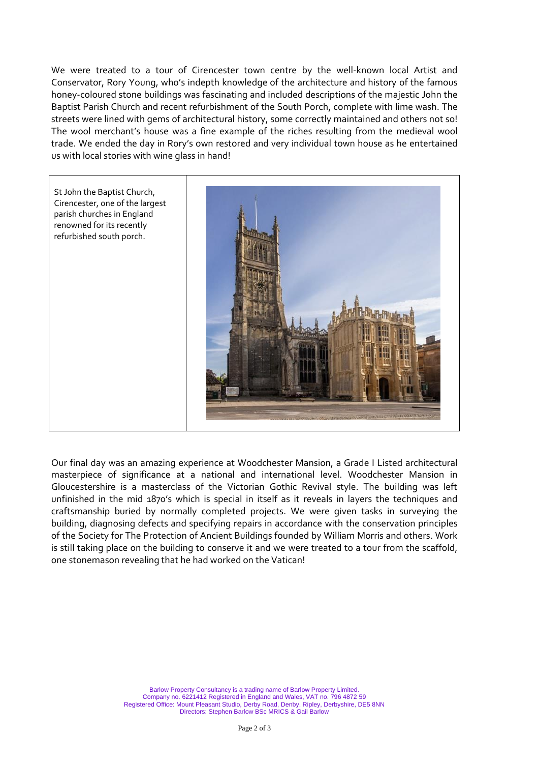We were treated to a tour of Cirencester town centre by the well-known local Artist and Conservator, Rory Young, who's indepth knowledge of the architecture and history of the famous honey-coloured stone buildings was fascinating and included descriptions of the majestic John the Baptist Parish Church and recent refurbishment of the South Porch, complete with lime wash. The streets were lined with gems of architectural history, some correctly maintained and others not so! The wool merchant's house was a fine example of the riches resulting from the medieval wool trade. We ended the day in Rory's own restored and very individual town house as he entertained us with local stories with wine glass in hand!

St John the Baptist Church, Cirencester, one of the largest parish churches in England renowned for its recently refurbished south porch.

Our final day was an amazing experience at Woodchester Mansion, a Grade I Listed architectural masterpiece of significance at a national and international level. Woodchester Mansion in Gloucestershire is a masterclass of the Victorian Gothic Revival style. The building was left unfinished in the mid 1870's which is special in itself as it reveals in layers the techniques and craftsmanship buried by normally completed projects. We were given tasks in surveying the building, diagnosing defects and specifying repairs in accordance with the conservation principles of the Society for The Protection of Ancient Buildings founded by William Morris and others. Work is still taking place on the building to conserve it and we were treated to a tour from the scaffold, one stonemason revealing that he had worked on the Vatican!

Barlow Property Consultancy is a trading name of Barlow Property Limited.
Company no. 6221412 Registered in England and Wales, VAT no. 796 4872 59
Registered Office: Mount Pleasant Studio, Derby Road, Denby, Ripley, Derbyshire, DE5 8NN
Directors: Stephen Barlow BSc MRICS & Gail Barlow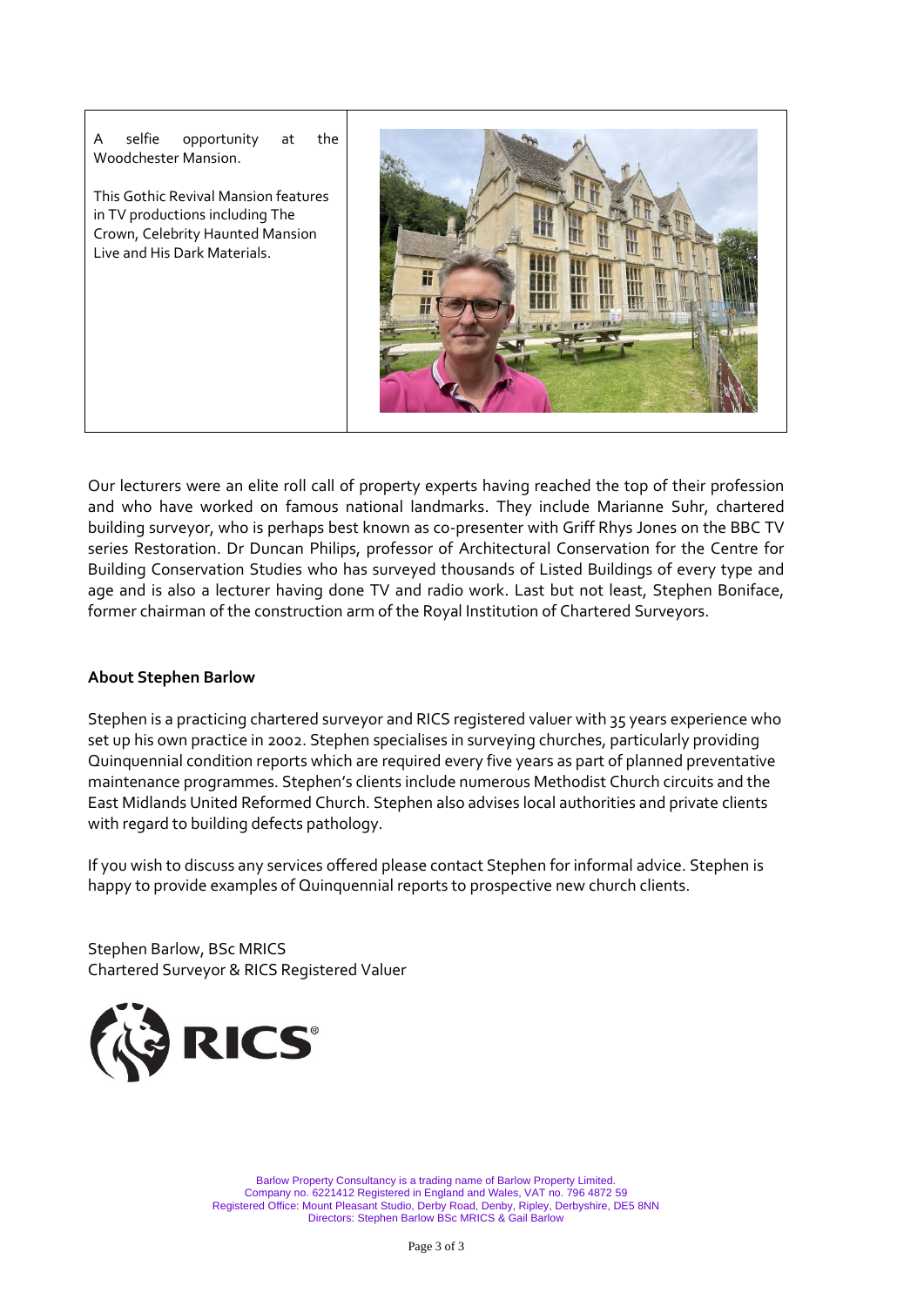A selfie opportunity at the Woodchester Mansion.

This Gothic Revival Mansion features in TV productions including The Crown, Celebrity Haunted Mansion Live and His Dark Materials.

Our lecturers were an elite roll call of property experts having reached the top of their profession and who have worked on famous national landmarks. They include Marianne Suhr, chartered building surveyor, who is perhaps best known as co-presenter with Griff Rhys Jones on the BBC TV series Restoration. Dr Duncan Philips, professor of Architectural Conservation for the Centre for Building Conservation Studies who has surveyed thousands of Listed Buildings of every type and age and is also a lecturer having done TV and radio work. Last but not least, Stephen Boniface, former chairman of the construction arm of the Royal Institution of Chartered Surveyors.

**About Stephen Barlow**

Stephen is a practicing chartered surveyor and RICS registered valuer with 35 years experience who set up his own practice in 2002. Stephen specialises in surveying churches, particularly providing Quinquennial condition reports which are required every five years as part of planned preventative maintenance programmes. Stephen's clients include numerous Methodist Church circuits and the East Midlands United Reformed Church. Stephen also advises local authorities and private clients with regard to building defects pathology.

If you wish to discuss any services offered please contact Stephen for informal advice. Stephen is happy to provide examples of Quinquennial reports to prospective new church clients.

Stephen Barlow, BSc MRICS
Chartered Surveyor & RICS Registered Valuer

RICS®

Barlow Property Consultancy is a trading name of Barlow Property Limited.
Company no. 6221412 Registered in England and Wales, VAT no. 796 4872 59
Registered Office: Mount Pleasant Studio, Derby Road, Denby, Ripley, Derbyshire, DE5 8NN
Directors: Stephen Barlow BSc MRICS & Gail Barlow